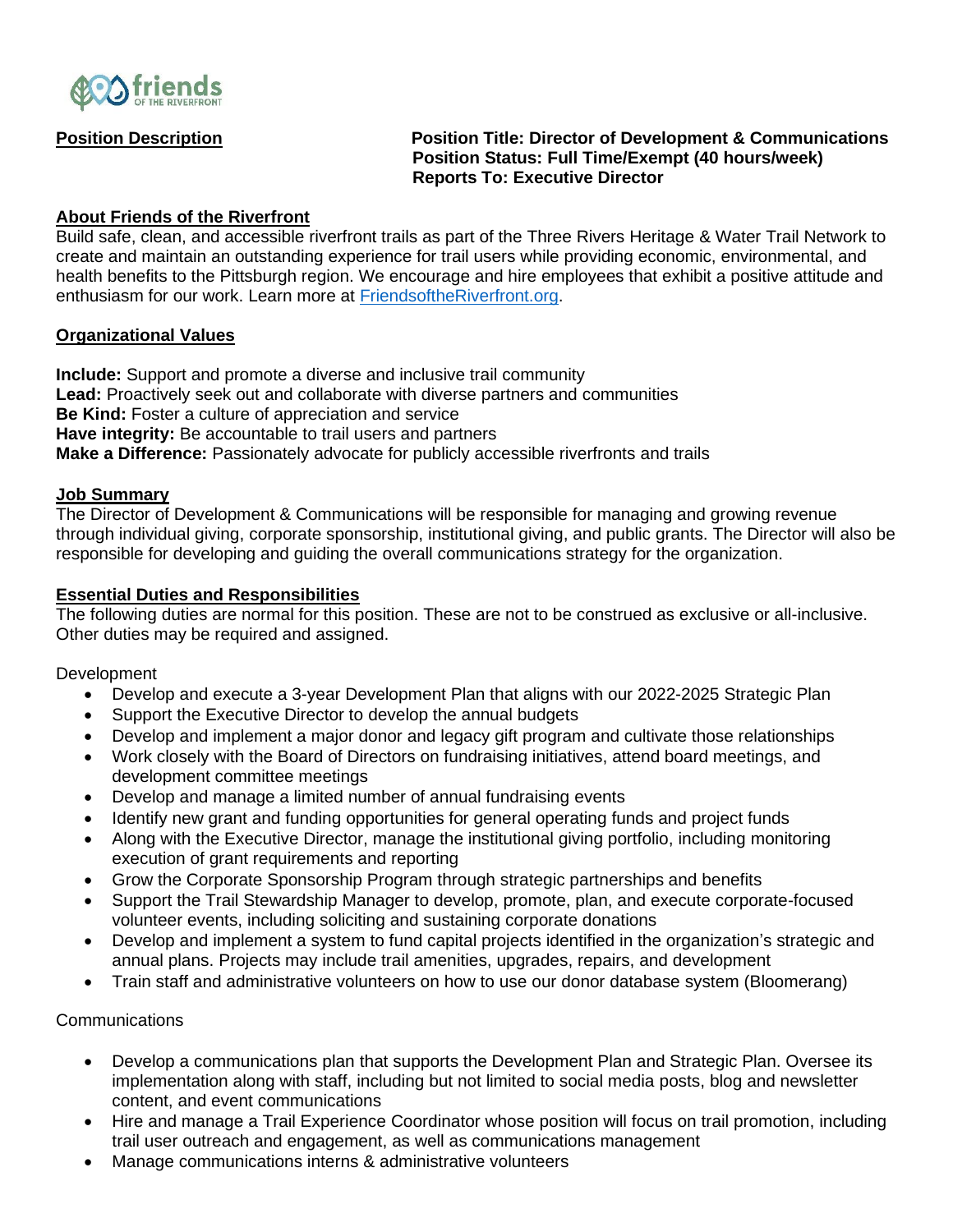friends OF THE RIVERFRONT

**Position Description**

**Position Title: Director of Development & Communications**
**Position Status: Full Time/Exempt (40 hours/week)**
**Reports To: Executive Director**

## About Friends of the Riverfront

Build safe, clean, and accessible riverfront trails as part of the Three Rivers Heritage & Water Trail Network to create and maintain an outstanding experience for trail users while providing economic, environmental, and health benefits to the Pittsburgh region. We encourage and hire employees that exhibit a positive attitude and enthusiasm for our work. Learn more at [FriendsoftheRiverfront.org](FriendsoftheRiverfront.org).

## Organizational Values

**Include:** Support and promote a diverse and inclusive trail community
**Lead:** Proactively seek out and collaborate with diverse partners and communities
**Be Kind:** Foster a culture of appreciation and service
**Have integrity:** Be accountable to trail users and partners
**Make a Difference:** Passionately advocate for publicly accessible riverfronts and trails

## Job Summary

The Director of Development & Communications will be responsible for managing and growing revenue through individual giving, corporate sponsorship, institutional giving, and public grants. The Director will also be responsible for developing and guiding the overall communications strategy for the organization.

## Essential Duties and Responsibilities

The following duties are normal for this position. These are not to be construed as exclusive or all-inclusive. Other duties may be required and assigned.

Development

- Develop and execute a 3-year Development Plan that aligns with our 2022-2025 Strategic Plan
- Support the Executive Director to develop the annual budgets
- Develop and implement a major donor and legacy gift program and cultivate those relationships
- Work closely with the Board of Directors on fundraising initiatives, attend board meetings, and development committee meetings
- Develop and manage a limited number of annual fundraising events
- Identify new grant and funding opportunities for general operating funds and project funds
- Along with the Executive Director, manage the institutional giving portfolio, including monitoring execution of grant requirements and reporting
- Grow the Corporate Sponsorship Program through strategic partnerships and benefits
- Support the Trail Stewardship Manager to develop, promote, plan, and execute corporate-focused volunteer events, including soliciting and sustaining corporate donations
- Develop and implement a system to fund capital projects identified in the organization's strategic and annual plans. Projects may include trail amenities, upgrades, repairs, and development
- Train staff and administrative volunteers on how to use our donor database system (Bloomerang)

Communications

- Develop a communications plan that supports the Development Plan and Strategic Plan. Oversee its implementation along with staff, including but not limited to social media posts, blog and newsletter content, and event communications
- Hire and manage a Trail Experience Coordinator whose position will focus on trail promotion, including trail user outreach and engagement, as well as communications management
- Manage communications interns & administrative volunteers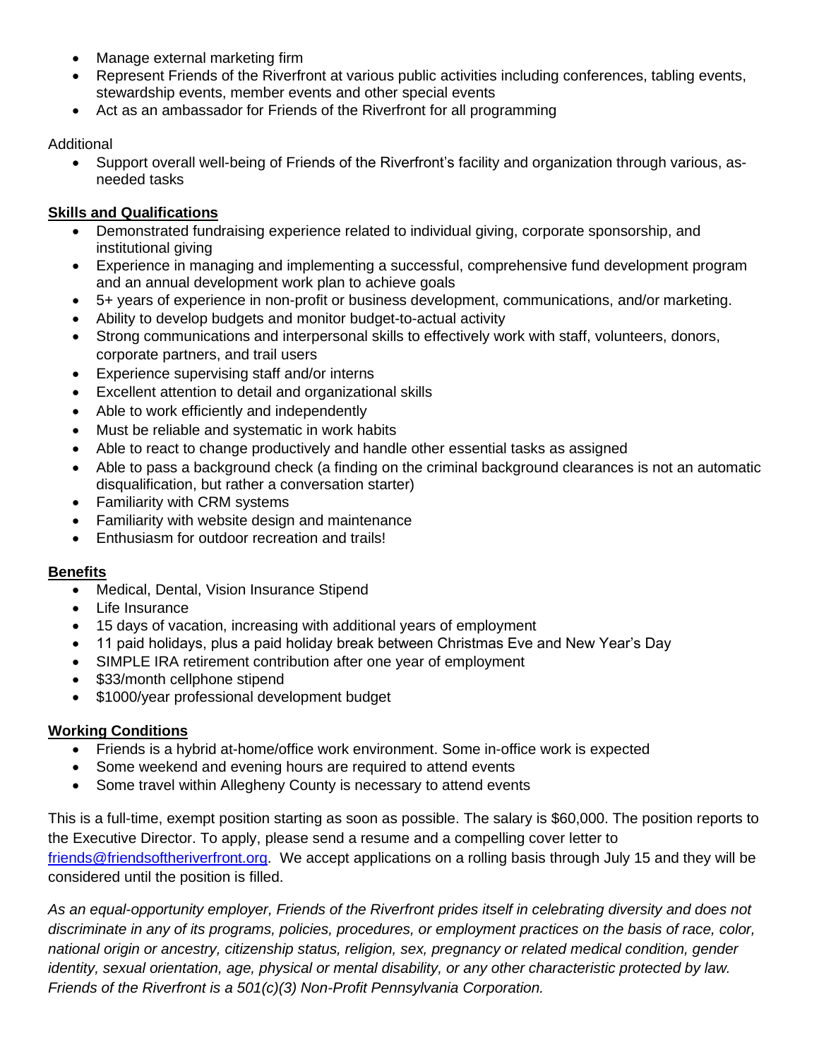- Manage external marketing firm
- Represent Friends of the Riverfront at various public activities including conferences, tabling events, stewardship events, member events and other special events
- Act as an ambassador for Friends of the Riverfront for all programming

Additional

- Support overall well-being of Friends of the Riverfront's facility and organization through various, as-needed tasks

## Skills and Qualifications

- Demonstrated fundraising experience related to individual giving, corporate sponsorship, and institutional giving
- Experience in managing and implementing a successful, comprehensive fund development program and an annual development work plan to achieve goals
- 5+ years of experience in non-profit or business development, communications, and/or marketing.
- Ability to develop budgets and monitor budget-to-actual activity
- Strong communications and interpersonal skills to effectively work with staff, volunteers, donors, corporate partners, and trail users
- Experience supervising staff and/or interns
- Excellent attention to detail and organizational skills
- Able to work efficiently and independently
- Must be reliable and systematic in work habits
- Able to react to change productively and handle other essential tasks as assigned
- Able to pass a background check (a finding on the criminal background clearances is not an automatic disqualification, but rather a conversation starter)
- Familiarity with CRM systems
- Familiarity with website design and maintenance
- Enthusiasm for outdoor recreation and trails!

## Benefits

- Medical, Dental, Vision Insurance Stipend
- Life Insurance
- 15 days of vacation, increasing with additional years of employment
- 11 paid holidays, plus a paid holiday break between Christmas Eve and New Year's Day
- SIMPLE IRA retirement contribution after one year of employment
- $33/month cellphone stipend
- $1000/year professional development budget

## Working Conditions

- Friends is a hybrid at-home/office work environment. Some in-office work is expected
- Some weekend and evening hours are required to attend events
- Some travel within Allegheny County is necessary to attend events

This is a full-time, exempt position starting as soon as possible. The salary is $60,000. The position reports to the Executive Director. To apply, please send a resume and a compelling cover letter to friends@friendsoftheriverfront.org. We accept applications on a rolling basis through July 15 and they will be considered until the position is filled.

*As an equal-opportunity employer, Friends of the Riverfront prides itself in celebrating diversity and does not discriminate in any of its programs, policies, procedures, or employment practices on the basis of race, color, national origin or ancestry, citizenship status, religion, sex, pregnancy or related medical condition, gender identity, sexual orientation, age, physical or mental disability, or any other characteristic protected by law. Friends of the Riverfront is a 501(c)(3) Non-Profit Pennsylvania Corporation.*